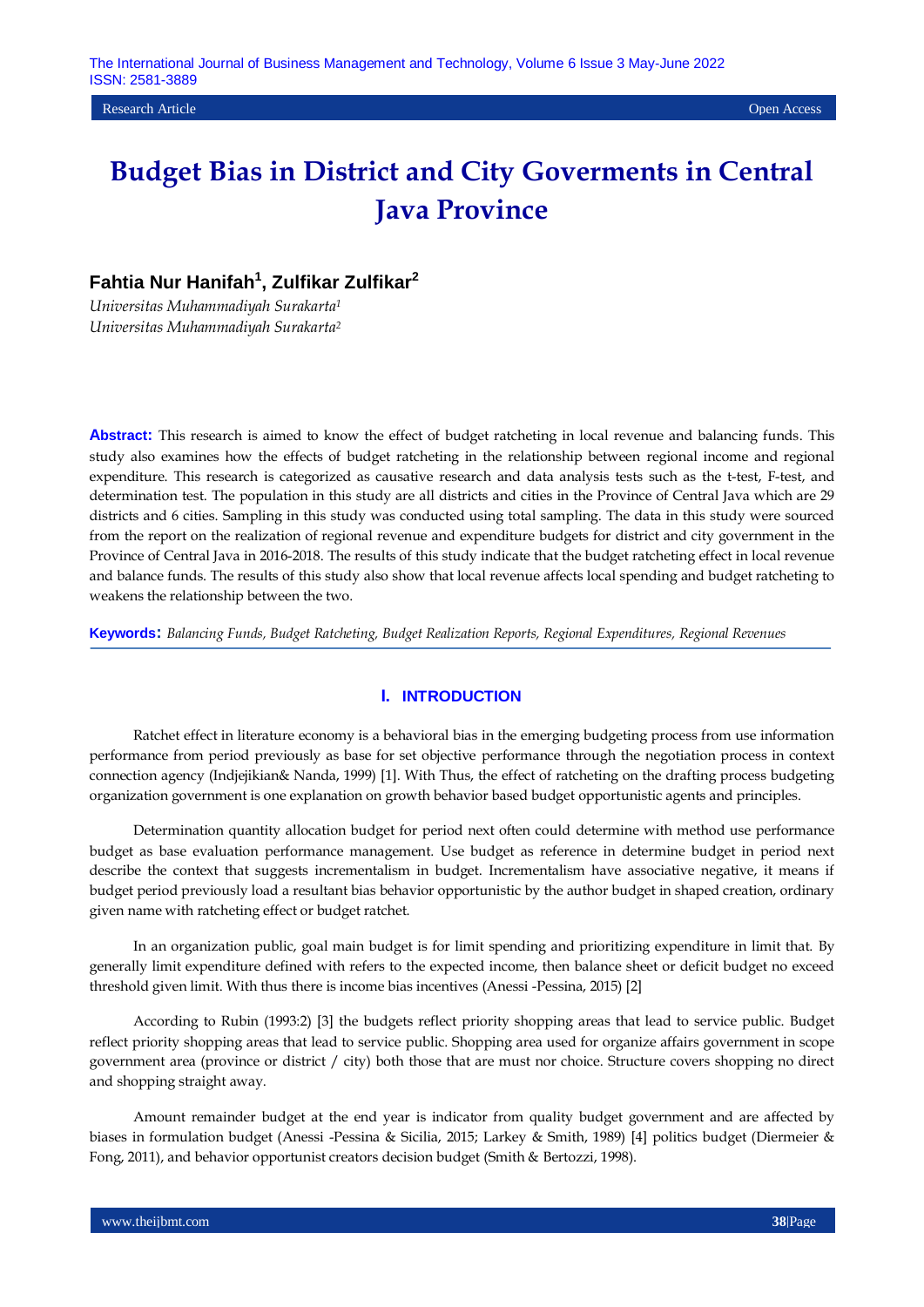# Budget Bias in District and City Goverments in Central Java Province

**Fahtia Nur Hanifah[1], Zulfikar Zulfikar[2]**

*Universitas Muhammadiyah Surakarta[1]*
*Universitas Muhammadiyah Surakarta[2]*

**Abstract:** This research is aimed to know the effect of budget ratcheting in local revenue and balancing funds. This study also examines how the effects of budget ratcheting in the relationship between regional income and regional expenditure. This research is categorized as causative research and data analysis tests such as the t-test, F-test, and determination test. The population in this study are all districts and cities in the Province of Central Java which are 29 districts and 6 cities. Sampling in this study was conducted using total sampling. The data in this study were sourced from the report on the realization of regional revenue and expenditure budgets for district and city government in the Province of Central Java in 2016-2018. The results of this study indicate that the budget ratcheting effect in local revenue and balance funds. The results of this study also show that local revenue affects local spending and budget ratcheting to weakens the relationship between the two.

**Keywords:** *Balancing Funds, Budget Ratcheting, Budget Realization Reports, Regional Expenditures, Regional Revenues*

## I. INTRODUCTION

Ratchet effect in literature economy is a behavioral bias in the emerging budgeting process from use information performance from period previously as base for set objective performance through the negotiation process in context connection agency (Indjejikian& Nanda, 1999) [1]. With Thus, the effect of ratcheting on the drafting process budgeting organization government is one explanation on growth behavior based budget opportunistic agents and principles.

Determination quantity allocation budget for period next often could determine with method use performance budget as base evaluation performance management. Use budget as reference in determine budget in period next describe the context that suggests incrementalism in budget. Incrementalism have associative negative, it means if budget period previously load a resultant bias behavior opportunistic by the author budget in shaped creation, ordinary given name with ratcheting effect or budget ratchet.

In an organization public, goal main budget is for limit spending and prioritizing expenditure in limit that. By generally limit expenditure defined with refers to the expected income, then balance sheet or deficit budget no exceed threshold given limit. With thus there is income bias incentives (Anessi -Pessina, 2015) [2]

According to Rubin (1993:2) [3] the budgets reflect priority shopping areas that lead to service public. Budget reflect priority shopping areas that lead to service public. Shopping area used for organize affairs government in scope government area (province or district / city) both those that are must nor choice. Structure covers shopping no direct and shopping straight away.

Amount remainder budget at the end year is indicator from quality budget government and are affected by biases in formulation budget (Anessi -Pessina & Sicilia, 2015; Larkey & Smith, 1989) [4] politics budget (Diermeier & Fong, 2011), and behavior opportunist creators decision budget (Smith & Bertozzi, 1998).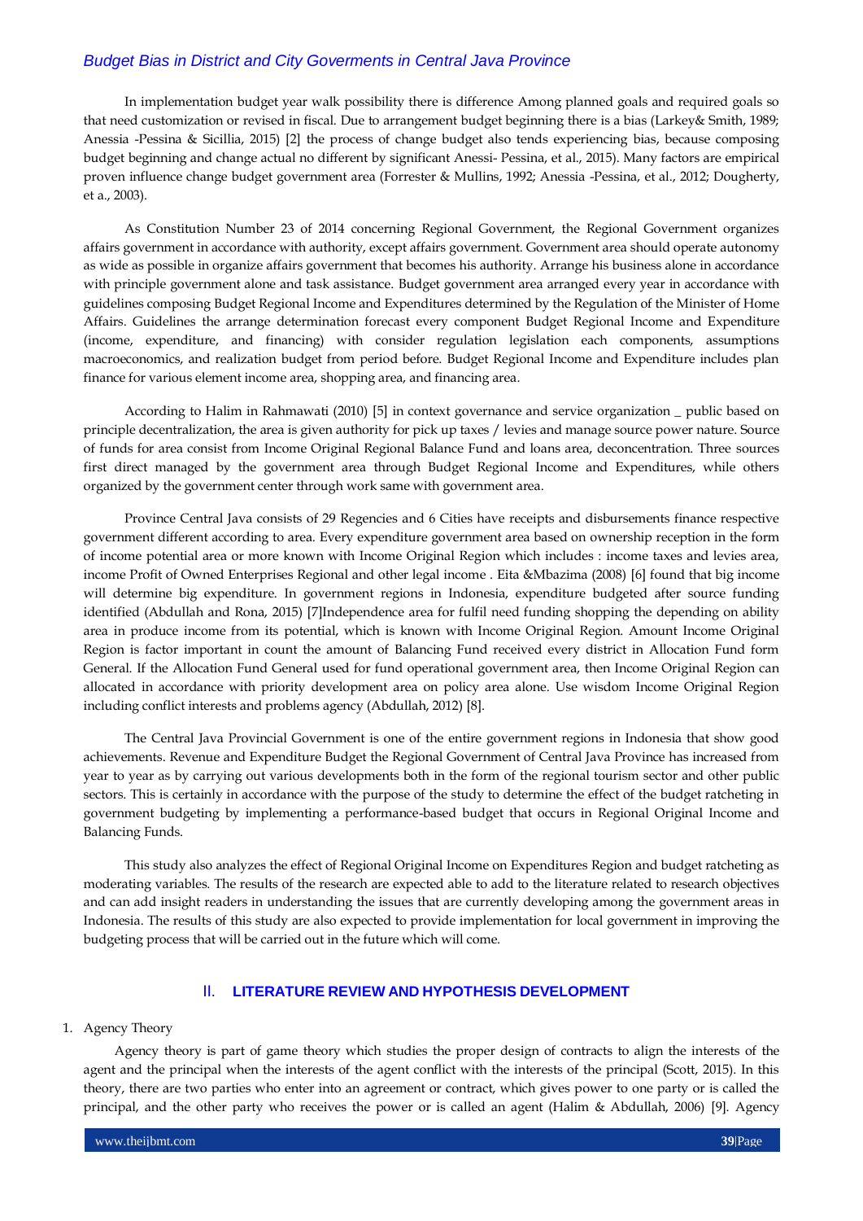In implementation budget year walk possibility there is difference Among planned goals and required goals so that need customization or revised in fiscal. Due to arrangement budget beginning there is a bias (Larkey& Smith, 1989; Anessia -Pessina & Sicillia, 2015) [2] the process of change budget also tends experiencing bias, because composing budget beginning and change actual no different by significant Anessi- Pessina, et al., 2015). Many factors are empirical proven influence change budget government area (Forrester & Mullins, 1992; Anessia -Pessina, et al., 2012; Dougherty, et a., 2003).

As Constitution Number 23 of 2014 concerning Regional Government, the Regional Government organizes affairs government in accordance with authority, except affairs government. Government area should operate autonomy as wide as possible in organize affairs government that becomes his authority. Arrange his business alone in accordance with principle government alone and task assistance. Budget government area arranged every year in accordance with guidelines composing Budget Regional Income and Expenditures determined by the Regulation of the Minister of Home Affairs. Guidelines the arrange determination forecast every component Budget Regional Income and Expenditure (income, expenditure, and financing) with consider regulation legislation each components, assumptions macroeconomics, and realization budget from period before. Budget Regional Income and Expenditure includes plan finance for various element income area, shopping area, and financing area.

According to Halim in Rahmawati (2010) [5] in context governance and service organization _ public based on principle decentralization, the area is given authority for pick up taxes / levies and manage source power nature. Source of funds for area consist from Income Original Regional Balance Fund and loans area, deconcentration. Three sources first direct managed by the government area through Budget Regional Income and Expenditures, while others organized by the government center through work same with government area.

Province Central Java consists of 29 Regencies and 6 Cities have receipts and disbursements finance respective government different according to area. Every expenditure government area based on ownership reception in the form of income potential area or more known with Income Original Region which includes : income taxes and levies area, income Profit of Owned Enterprises Regional and other legal income . Eita &Mbazima (2008) [6] found that big income will determine big expenditure. In government regions in Indonesia, expenditure budgeted after source funding identified (Abdullah and Rona, 2015) [7]Independence area for fulfil need funding shopping the depending on ability area in produce income from its potential, which is known with Income Original Region. Amount Income Original Region is factor important in count the amount of Balancing Fund received every district in Allocation Fund form General. If the Allocation Fund General used for fund operational government area, then Income Original Region can allocated in accordance with priority development area on policy area alone. Use wisdom Income Original Region including conflict interests and problems agency (Abdullah, 2012) [8].

The Central Java Provincial Government is one of the entire government regions in Indonesia that show good achievements. Revenue and Expenditure Budget the Regional Government of Central Java Province has increased from year to year as by carrying out various developments both in the form of the regional tourism sector and other public sectors. This is certainly in accordance with the purpose of the study to determine the effect of the budget ratcheting in government budgeting by implementing a performance-based budget that occurs in Regional Original Income and Balancing Funds.

This study also analyzes the effect of Regional Original Income on Expenditures Region and budget ratcheting as moderating variables. The results of the research are expected able to add to the literature related to research objectives and can add insight readers in understanding the issues that are currently developing among the government areas in Indonesia. The results of this study are also expected to provide implementation for local government in improving the budgeting process that will be carried out in the future which will come.

## II. LITERATURE REVIEW AND HYPOTHESIS DEVELOPMENT

1. Agency Theory

Agency theory is part of game theory which studies the proper design of contracts to align the interests of the agent and the principal when the interests of the agent conflict with the interests of the principal (Scott, 2015). In this theory, there are two parties who enter into an agreement or contract, which gives power to one party or is called the principal, and the other party who receives the power or is called an agent (Halim & Abdullah, 2006) [9]. Agency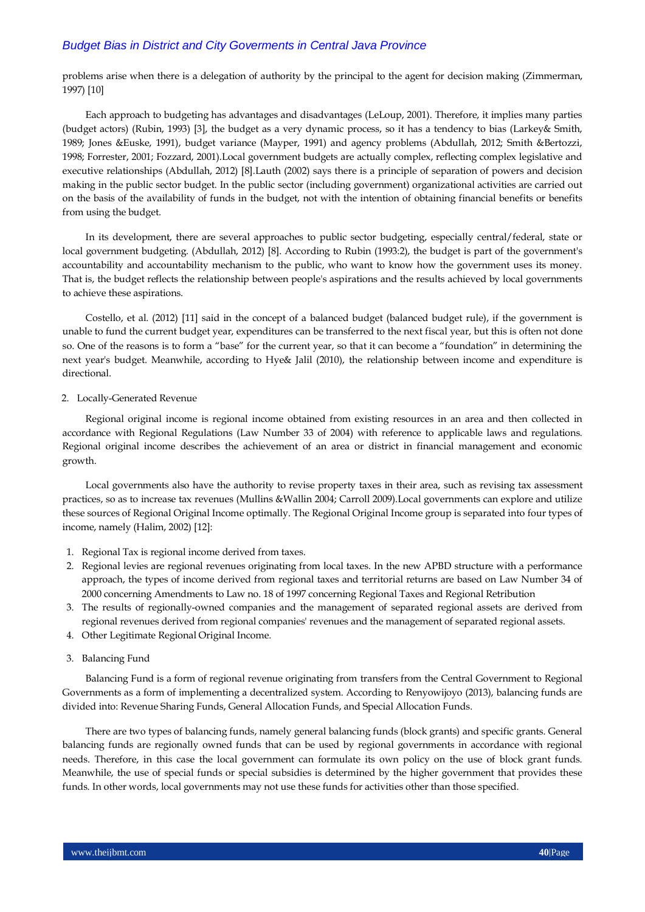problems arise when there is a delegation of authority by the principal to the agent for decision making (Zimmerman, 1997) [10]

Each approach to budgeting has advantages and disadvantages (LeLoup, 2001). Therefore, it implies many parties (budget actors) (Rubin, 1993) [3], the budget as a very dynamic process, so it has a tendency to bias (Larkey& Smith, 1989; Jones &Euske, 1991), budget variance (Mayper, 1991) and agency problems (Abdullah, 2012; Smith &Bertozzi, 1998; Forrester, 2001; Fozzard, 2001).Local government budgets are actually complex, reflecting complex legislative and executive relationships (Abdullah, 2012) [8].Lauth (2002) says there is a principle of separation of powers and decision making in the public sector budget. In the public sector (including government) organizational activities are carried out on the basis of the availability of funds in the budget, not with the intention of obtaining financial benefits or benefits from using the budget.

In its development, there are several approaches to public sector budgeting, especially central/federal, state or local government budgeting. (Abdullah, 2012) [8]. According to Rubin (1993:2), the budget is part of the government's accountability and accountability mechanism to the public, who want to know how the government uses its money. That is, the budget reflects the relationship between people's aspirations and the results achieved by local governments to achieve these aspirations.

Costello, et al. (2012) [11] said in the concept of a balanced budget (balanced budget rule), if the government is unable to fund the current budget year, expenditures can be transferred to the next fiscal year, but this is often not done so. One of the reasons is to form a "base" for the current year, so that it can become a "foundation" in determining the next year's budget. Meanwhile, according to Hye& Jalil (2010), the relationship between income and expenditure is directional.

2. Locally-Generated Revenue

Regional original income is regional income obtained from existing resources in an area and then collected in accordance with Regional Regulations (Law Number 33 of 2004) with reference to applicable laws and regulations. Regional original income describes the achievement of an area or district in financial management and economic growth.

Local governments also have the authority to revise property taxes in their area, such as revising tax assessment practices, so as to increase tax revenues (Mullins &Wallin 2004; Carroll 2009).Local governments can explore and utilize these sources of Regional Original Income optimally. The Regional Original Income group is separated into four types of income, namely (Halim, 2002) [12]:

1. Regional Tax is regional income derived from taxes.
2. Regional levies are regional revenues originating from local taxes. In the new APBD structure with a performance approach, the types of income derived from regional taxes and territorial returns are based on Law Number 34 of 2000 concerning Amendments to Law no. 18 of 1997 concerning Regional Taxes and Regional Retribution
3. The results of regionally-owned companies and the management of separated regional assets are derived from regional revenues derived from regional companies' revenues and the management of separated regional assets.
4. Other Legitimate Regional Original Income.

3. Balancing Fund

Balancing Fund is a form of regional revenue originating from transfers from the Central Government to Regional Governments as a form of implementing a decentralized system. According to Renyowijoyo (2013), balancing funds are divided into: Revenue Sharing Funds, General Allocation Funds, and Special Allocation Funds.

There are two types of balancing funds, namely general balancing funds (block grants) and specific grants. General balancing funds are regionally owned funds that can be used by regional governments in accordance with regional needs. Therefore, in this case the local government can formulate its own policy on the use of block grant funds. Meanwhile, the use of special funds or special subsidies is determined by the higher government that provides these funds. In other words, local governments may not use these funds for activities other than those specified.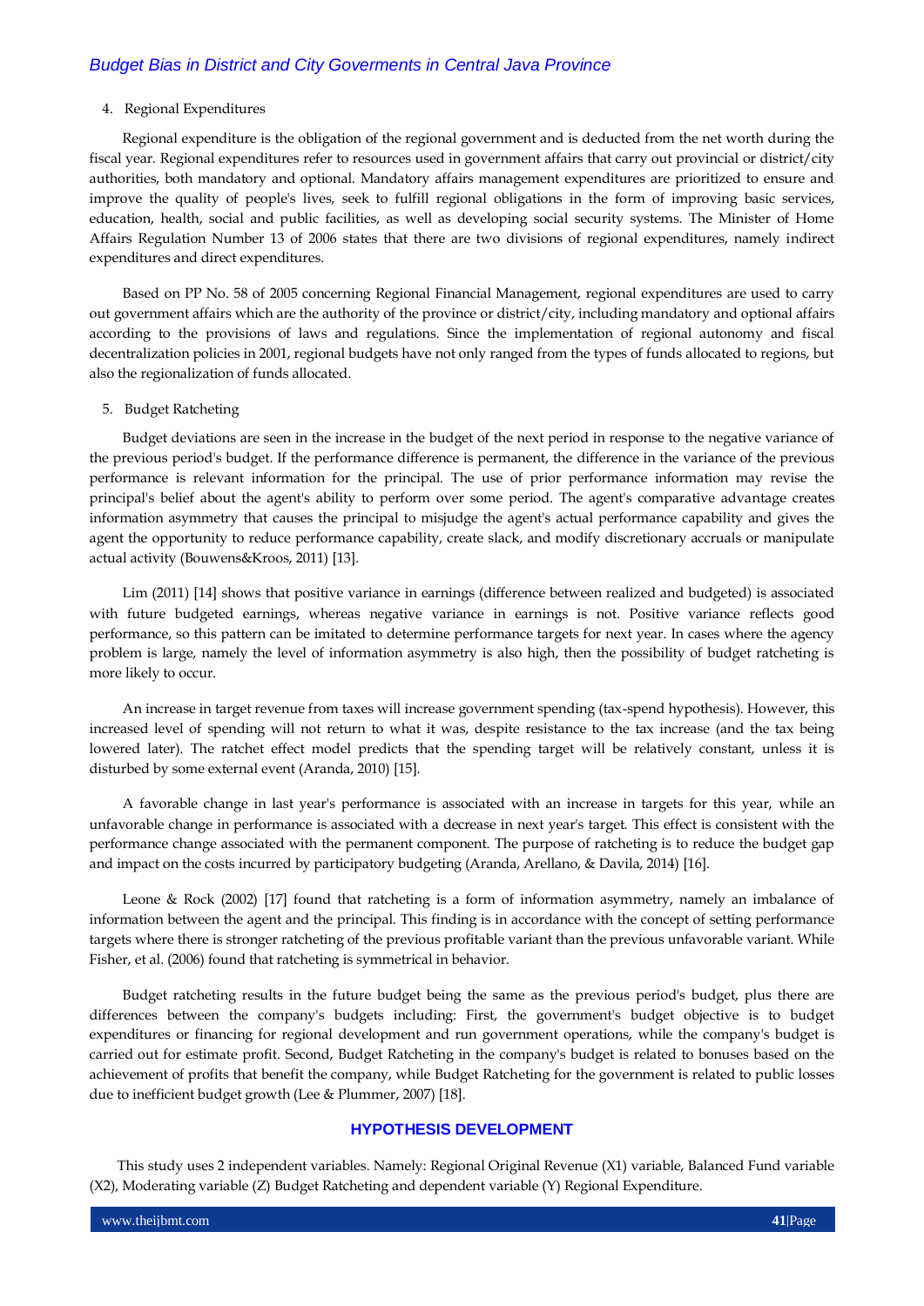4. Regional Expenditures

Regional expenditure is the obligation of the regional government and is deducted from the net worth during the fiscal year. Regional expenditures refer to resources used in government affairs that carry out provincial or district/city authorities, both mandatory and optional. Mandatory affairs management expenditures are prioritized to ensure and improve the quality of people's lives, seek to fulfill regional obligations in the form of improving basic services, education, health, social and public facilities, as well as developing social security systems. The Minister of Home Affairs Regulation Number 13 of 2006 states that there are two divisions of regional expenditures, namely indirect expenditures and direct expenditures.

Based on PP No. 58 of 2005 concerning Regional Financial Management, regional expenditures are used to carry out government affairs which are the authority of the province or district/city, including mandatory and optional affairs according to the provisions of laws and regulations. Since the implementation of regional autonomy and fiscal decentralization policies in 2001, regional budgets have not only ranged from the types of funds allocated to regions, but also the regionalization of funds allocated.

5. Budget Ratcheting

Budget deviations are seen in the increase in the budget of the next period in response to the negative variance of the previous period's budget. If the performance difference is permanent, the difference in the variance of the previous performance is relevant information for the principal. The use of prior performance information may revise the principal's belief about the agent's ability to perform over some period. The agent's comparative advantage creates information asymmetry that causes the principal to misjudge the agent's actual performance capability and gives the agent the opportunity to reduce performance capability, create slack, and modify discretionary accruals or manipulate actual activity (Bouwens&Kroos, 2011) [13].

Lim (2011) [14] shows that positive variance in earnings (difference between realized and budgeted) is associated with future budgeted earnings, whereas negative variance in earnings is not. Positive variance reflects good performance, so this pattern can be imitated to determine performance targets for next year. In cases where the agency problem is large, namely the level of information asymmetry is also high, then the possibility of budget ratcheting is more likely to occur.

An increase in target revenue from taxes will increase government spending (tax-spend hypothesis). However, this increased level of spending will not return to what it was, despite resistance to the tax increase (and the tax being lowered later). The ratchet effect model predicts that the spending target will be relatively constant, unless it is disturbed by some external event (Aranda, 2010) [15].

A favorable change in last year's performance is associated with an increase in targets for this year, while an unfavorable change in performance is associated with a decrease in next year's target. This effect is consistent with the performance change associated with the permanent component. The purpose of ratcheting is to reduce the budget gap and impact on the costs incurred by participatory budgeting (Aranda, Arellano, & Davila, 2014) [16].

Leone & Rock (2002) [17] found that ratcheting is a form of information asymmetry, namely an imbalance of information between the agent and the principal. This finding is in accordance with the concept of setting performance targets where there is stronger ratcheting of the previous profitable variant than the previous unfavorable variant. While Fisher, et al. (2006) found that ratcheting is symmetrical in behavior.

Budget ratcheting results in the future budget being the same as the previous period's budget, plus there are differences between the company's budgets including: First, the government's budget objective is to budget expenditures or financing for regional development and run government operations, while the company's budget is carried out for estimate profit. Second, Budget Ratcheting in the company's budget is related to bonuses based on the achievement of profits that benefit the company, while Budget Ratcheting for the government is related to public losses due to inefficient budget growth (Lee & Plummer, 2007) [18].

## HYPOTHESIS DEVELOPMENT

This study uses 2 independent variables. Namely: Regional Original Revenue (X1) variable, Balanced Fund variable (X2), Moderating variable (Z) Budget Ratcheting and dependent variable (Y) Regional Expenditure.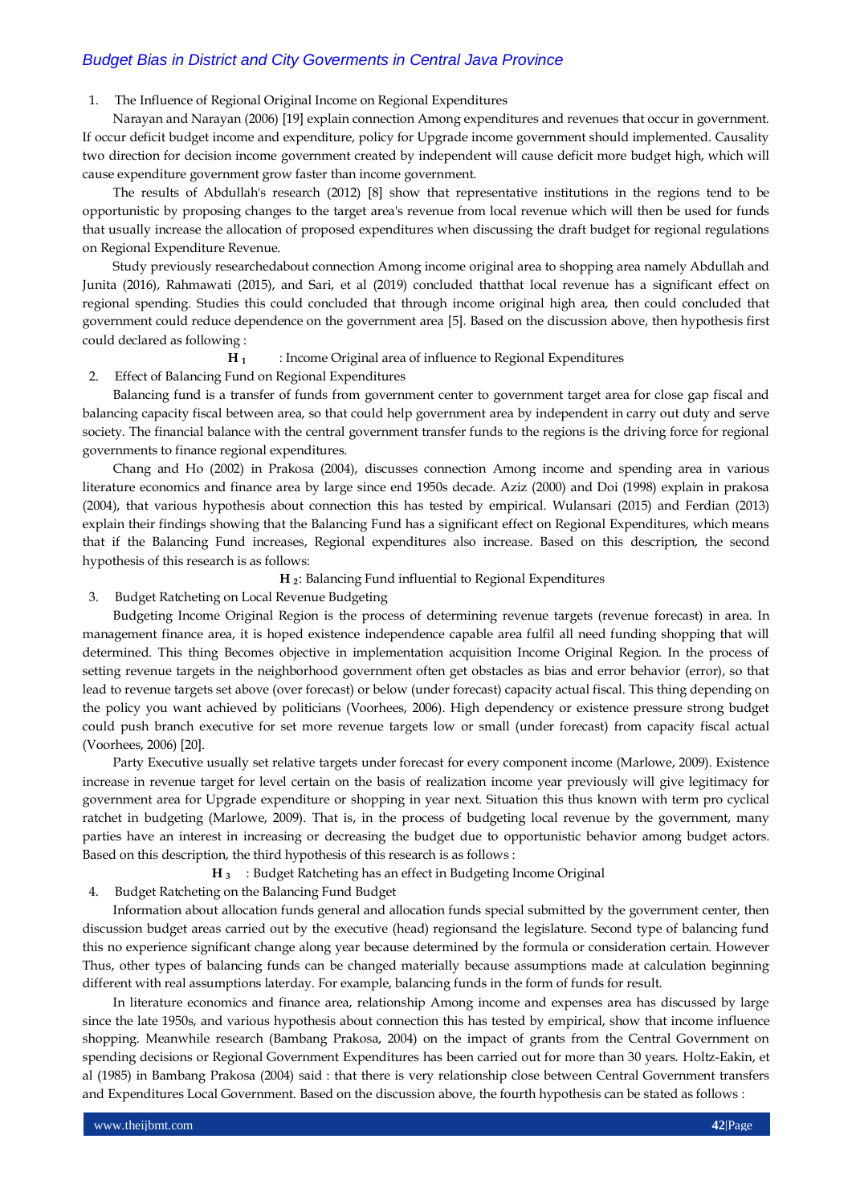1. The Influence of Regional Original Income on Regional Expenditures

Narayan and Narayan (2006) [19] explain connection Among expenditures and revenues that occur in government. If occur deficit budget income and expenditure, policy for Upgrade income government should implemented. Causality two direction for decision income government created by independent will cause deficit more budget high, which will cause expenditure government grow faster than income government.

The results of Abdullah's research (2012) [8] show that representative institutions in the regions tend to be opportunistic by proposing changes to the target area's revenue from local revenue which will then be used for funds that usually increase the allocation of proposed expenditures when discussing the draft budget for regional regulations on Regional Expenditure Revenue.

Study previously researchedabout connection Among income original area to shopping area namely Abdullah and Junita (2016), Rahmawati (2015), and Sari, et al (2019) concluded thatthat local revenue has a significant effect on regional spending. Studies this could concluded that through income original high area, then could concluded that government could reduce dependence on the government area [5]. Based on the discussion above, then hypothesis first could declared as following :

**$H_1$** : Income Original area of influence to Regional Expenditures

2. Effect of Balancing Fund on Regional Expenditures

Balancing fund is a transfer of funds from government center to government target area for close gap fiscal and balancing capacity fiscal between area, so that could help government area by independent in carry out duty and serve society. The financial balance with the central government transfer funds to the regions is the driving force for regional governments to finance regional expenditures.

Chang and Ho (2002) in Prakosa (2004), discusses connection Among income and spending area in various literature economics and finance area by large since end 1950s decade. Aziz (2000) and Doi (1998) explain in prakosa (2004), that various hypothesis about connection this has tested by empirical. Wulansari (2015) and Ferdian (2013) explain their findings showing that the Balancing Fund has a significant effect on Regional Expenditures, which means that if the Balancing Fund increases, Regional expenditures also increase. Based on this description, the second hypothesis of this research is as follows:

**$H_2$**: Balancing Fund influential to Regional Expenditures

3. Budget Ratcheting on Local Revenue Budgeting

Budgeting Income Original Region is the process of determining revenue targets (revenue forecast) in area. In management finance area, it is hoped existence independence capable area fulfil all need funding shopping that will determined. This thing Becomes objective in implementation acquisition Income Original Region. In the process of setting revenue targets in the neighborhood government often get obstacles as bias and error behavior (error), so that lead to revenue targets set above (over forecast) or below (under forecast) capacity actual fiscal. This thing depending on the policy you want achieved by politicians (Voorhees, 2006). High dependency or existence pressure strong budget could push branch executive for set more revenue targets low or small (under forecast) from capacity fiscal actual (Voorhees, 2006) [20].

Party Executive usually set relative targets under forecast for every component income (Marlowe, 2009). Existence increase in revenue target for level certain on the basis of realization income year previously will give legitimacy for government area for Upgrade expenditure or shopping in year next. Situation this thus known with term pro cyclical ratchet in budgeting (Marlowe, 2009). That is, in the process of budgeting local revenue by the government, many parties have an interest in increasing or decreasing the budget due to opportunistic behavior among budget actors. Based on this description, the third hypothesis of this research is as follows :

**$H_3$** : Budget Ratcheting has an effect in Budgeting Income Original

4. Budget Ratcheting on the Balancing Fund Budget

Information about allocation funds general and allocation funds special submitted by the government center, then discussion budget areas carried out by the executive (head) regionsand the legislature. Second type of balancing fund this no experience significant change along year because determined by the formula or consideration certain. However Thus, other types of balancing funds can be changed materially because assumptions made at calculation beginning different with real assumptions laterday. For example, balancing funds in the form of funds for result.

In literature economics and finance area, relationship Among income and expenses area has discussed by large since the late 1950s, and various hypothesis about connection this has tested by empirical, show that income influence shopping. Meanwhile research (Bambang Prakosa, 2004) on the impact of grants from the Central Government on spending decisions or Regional Government Expenditures has been carried out for more than 30 years. Holtz-Eakin, et al (1985) in Bambang Prakosa (2004) said : that there is very relationship close between Central Government transfers and Expenditures Local Government. Based on the discussion above, the fourth hypothesis can be stated as follows :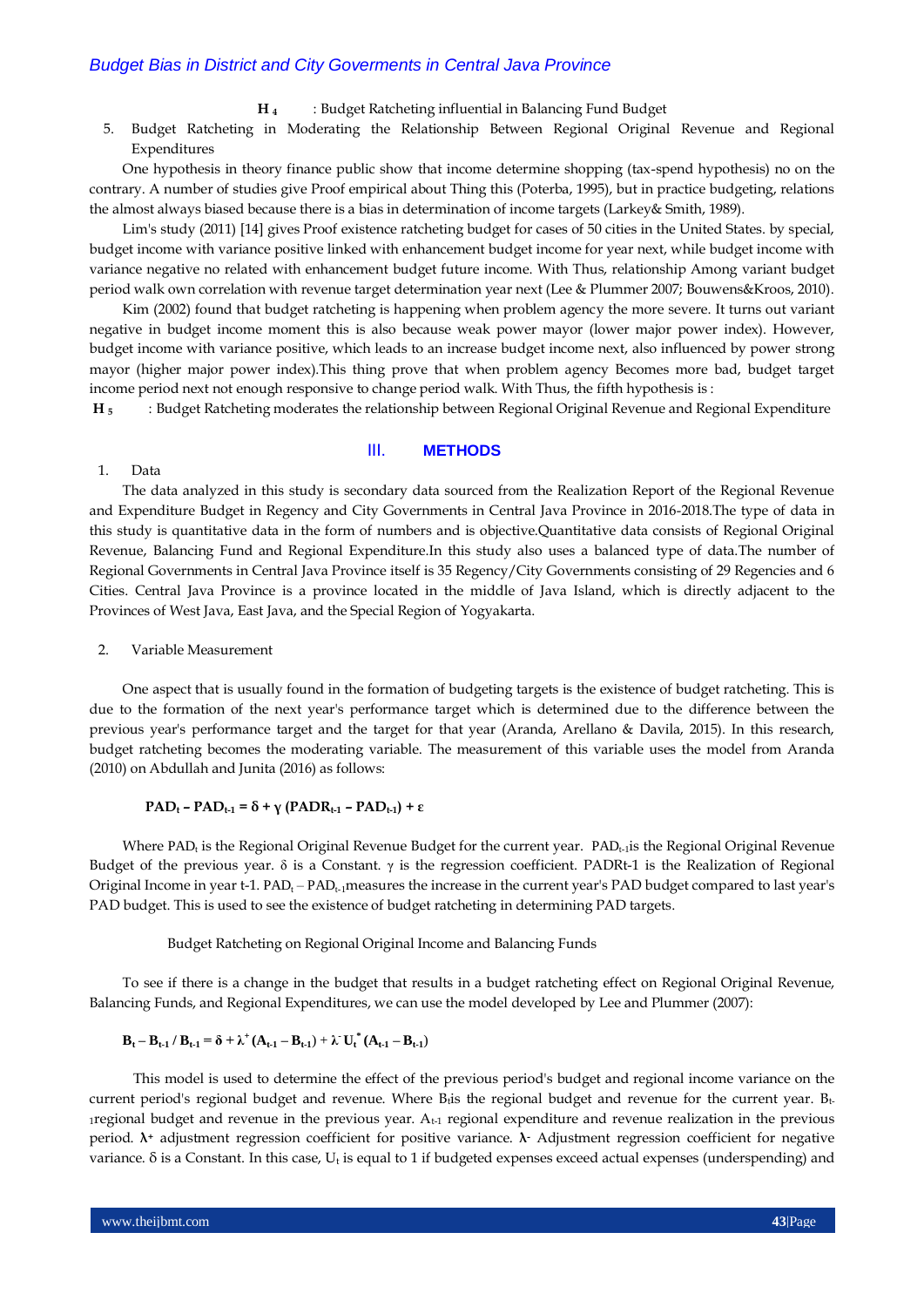**H 4** : Budget Ratcheting influential in Balancing Fund Budget

5. Budget Ratcheting in Moderating the Relationship Between Regional Original Revenue and Regional Expenditures

One hypothesis in theory finance public show that income determine shopping (tax-spend hypothesis) no on the contrary. A number of studies give Proof empirical about Thing this (Poterba, 1995), but in practice budgeting, relations the almost always biased because there is a bias in determination of income targets (Larkey& Smith, 1989).

Lim's study (2011) [14] gives Proof existence ratcheting budget for cases of 50 cities in the United States. by special, budget income with variance positive linked with enhancement budget income for year next, while budget income with variance negative no related with enhancement budget future income. With Thus, relationship Among variant budget period walk own correlation with revenue target determination year next (Lee & Plummer 2007; Bouwens&Kroos, 2010).

Kim (2002) found that budget ratcheting is happening when problem agency the more severe. It turns out variant negative in budget income moment this is also because weak power mayor (lower major power index). However, budget income with variance positive, which leads to an increase budget income next, also influenced by power strong mayor (higher major power index).This thing prove that when problem agency Becomes more bad, budget target income period next not enough responsive to change period walk. With Thus, the fifth hypothesis is :

**H 5** : Budget Ratcheting moderates the relationship between Regional Original Revenue and Regional Expenditure

## III. METHODS

1. Data

The data analyzed in this study is secondary data sourced from the Realization Report of the Regional Revenue and Expenditure Budget in Regency and City Governments in Central Java Province in 2016-2018.The type of data in this study is quantitative data in the form of numbers and is objective.Quantitative data consists of Regional Original Revenue, Balancing Fund and Regional Expenditure.In this study also uses a balanced type of data.The number of Regional Governments in Central Java Province itself is 35 Regency/City Governments consisting of 29 Regencies and 6 Cities. Central Java Province is a province located in the middle of Java Island, which is directly adjacent to the Provinces of West Java, East Java, and the Special Region of Yogyakarta.

2. Variable Measurement

One aspect that is usually found in the formation of budgeting targets is the existence of budget ratcheting. This is due to the formation of the next year's performance target which is determined due to the difference between the previous year's performance target and the target for that year (Aranda, Arellano & Davila, 2015). In this research, budget ratcheting becomes the moderating variable. The measurement of this variable uses the model from Aranda (2010) on Abdullah and Junita (2016) as follows:

$$\mathbf{PAD_t - PAD_{t\text{-}1} = \delta + \gamma\,(PADR_{t\text{-}1} - PAD_{t\text{-}1}) + \varepsilon}$$

Where $PAD_t$ is the Regional Original Revenue Budget for the current year. $PAD_{t\text{-}1}$is the Regional Original Revenue Budget of the previous year. δ is a Constant. γ is the regression coefficient. PADRt-1 is the Realization of Regional Original Income in year t-1. $PAD_t - PAD_{t\text{-}1}$measures the increase in the current year's PAD budget compared to last year's PAD budget. This is used to see the existence of budget ratcheting in determining PAD targets.

Budget Ratcheting on Regional Original Income and Balancing Funds

To see if there is a change in the budget that results in a budget ratcheting effect on Regional Original Revenue, Balancing Funds, and Regional Expenditures, we can use the model developed by Lee and Plummer (2007):

$$\mathbf{B_t - B_{t\text{-}1} / B_{t\text{-}1} = \delta + \lambda^{+} (A_{t\text{-}1} - B_{t\text{-}1}) + \lambda^{-} U_t^{*} (A_{t\text{-}1} - B_{t\text{-}1})}$$

This model is used to determine the effect of the previous period's budget and regional income variance on the current period's regional budget and revenue. Where $B_t$is the regional budget and revenue for the current year. $B_{t\text{-}1}$regional budget and revenue in the previous year. $A_{t\text{-}1}$ regional expenditure and revenue realization in the previous period. $\lambda^{+}$ adjustment regression coefficient for positive variance. $\lambda^{-}$ Adjustment regression coefficient for negative variance. δ is a Constant. In this case, $U_t$ is equal to 1 if budgeted expenses exceed actual expenses (underspending) and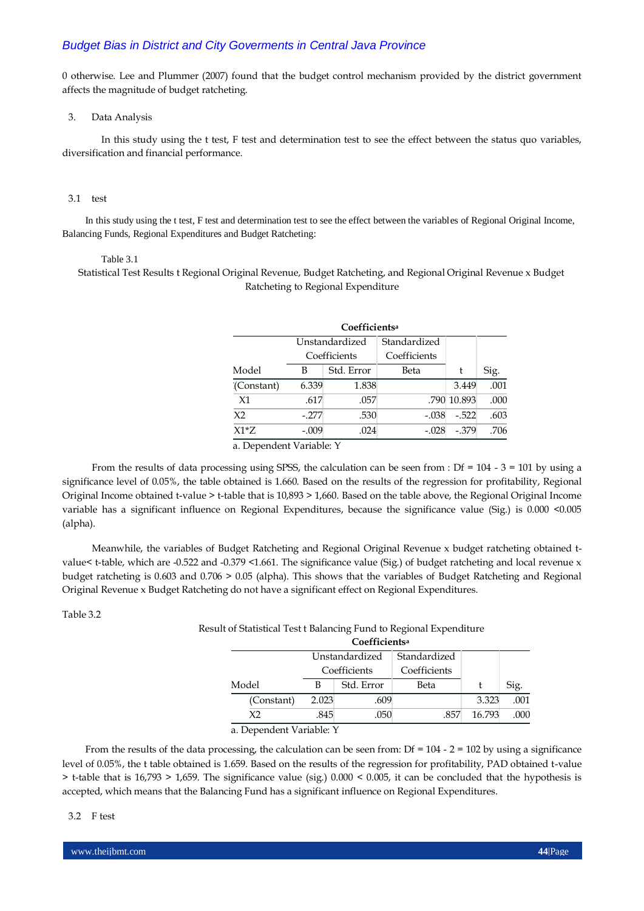0 otherwise. Lee and Plummer (2007) found that the budget control mechanism provided by the district government affects the magnitude of budget ratcheting.

3. Data Analysis

In this study using the t test, F test and determination test to see the effect between the status quo variables, diversification and financial performance.

3.1 test

In this study using the t test, F test and determination test to see the effect between the variables of Regional Original Income, Balancing Funds, Regional Expenditures and Budget Ratcheting:

Table 3.1

Statistical Test Results t Regional Original Revenue, Budget Ratcheting, and Regional Original Revenue x Budget Ratcheting to Regional Expenditure

**Coefficients**[a]

| Model | Unstandardized Coefficients | | Standardized Coefficients | t | Sig. |
|---|---|---|---|---|---|
| | B | Std. Error | Beta | | |
| (Constant) | 6.339 | 1.838 | | 3.449 | .001 |
| X1 | .617 | .057 | .790 | 10.893 | .000 |
| X2 | -.277 | .530 | -.038 | -.522 | .603 |
| X1*Z | -.009 | .024 | -.028 | -.379 | .706 |

a. Dependent Variable: Y

From the results of data processing using SPSS, the calculation can be seen from : Df = 104 - 3 = 101 by using a significance level of 0.05%, the table obtained is 1.660. Based on the results of the regression for profitability, Regional Original Income obtained t-value > t-table that is 10,893 > 1,660. Based on the table above, the Regional Original Income variable has a significant influence on Regional Expenditures, because the significance value (Sig.) is 0.000 <0.005 (alpha).

Meanwhile, the variables of Budget Ratcheting and Regional Original Revenue x budget ratcheting obtained t-value< t-table, which are -0.522 and -0.379 <1.661. The significance value (Sig.) of budget ratcheting and local revenue x budget ratcheting is 0.603 and 0.706 > 0.05 (alpha). This shows that the variables of Budget Ratcheting and Regional Original Revenue x Budget Ratcheting do not have a significant effect on Regional Expenditures.

Table 3.2

Result of Statistical Test t Balancing Fund to Regional Expenditure

**Coefficients**[a]

| Model | Unstandardized Coefficients | | Standardized Coefficients | t | Sig. |
|---|---|---|---|---|---|
| | B | Std. Error | Beta | | |
| (Constant) | 2.023 | .609 | | 3.323 | .001 |
| X2 | .845 | .050 | .857 | 16.793 | .000 |

a. Dependent Variable: Y

From the results of the data processing, the calculation can be seen from: Df = 104 - 2 = 102 by using a significance level of 0.05%, the t table obtained is 1.659. Based on the results of the regression for profitability, PAD obtained t-value > t-table that is 16,793 > 1,659. The significance value (sig.) 0.000 < 0.005, it can be concluded that the hypothesis is accepted, which means that the Balancing Fund has a significant influence on Regional Expenditures.

3.2 F test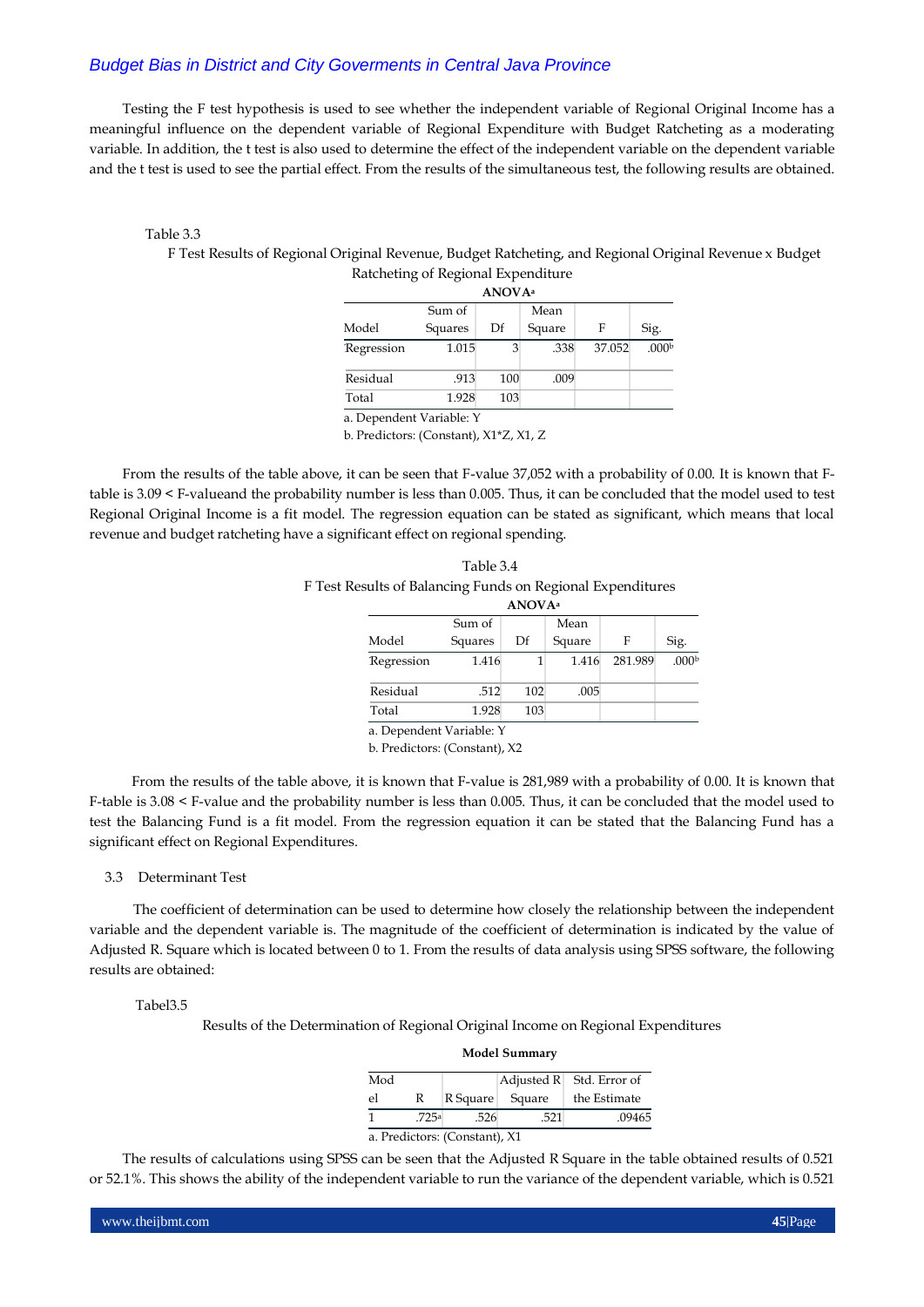Testing the F test hypothesis is used to see whether the independent variable of Regional Original Income has a meaningful influence on the dependent variable of Regional Expenditure with Budget Ratcheting as a moderating variable. In addition, the t test is also used to determine the effect of the independent variable on the dependent variable and the t test is used to see the partial effect. From the results of the simultaneous test, the following results are obtained.

Table 3.3

F Test Results of Regional Original Revenue, Budget Ratcheting, and Regional Original Revenue x Budget Ratcheting of Regional Expenditure

**ANOVA**[a]

| Model | Sum of Squares | Df | Mean Square | F | Sig. |
|---|---|---|---|---|---|
| Regression | 1.015 | 3 | .338 | 37.052 | .000[b] |
| Residual | .913 | 100 | .009 | | |
| Total | 1.928 | 103 | | | |

a. Dependent Variable: Y

b. Predictors: (Constant), X1*Z, X1, Z

From the results of the table above, it can be seen that F-value 37,052 with a probability of 0.00. It is known that F-table is 3.09 < F-valueand the probability number is less than 0.005. Thus, it can be concluded that the model used to test Regional Original Income is a fit model. The regression equation can be stated as significant, which means that local revenue and budget ratcheting have a significant effect on regional spending.

Table 3.4

F Test Results of Balancing Funds on Regional Expenditures

**ANOVA**[a]

| Model | Sum of Squares | Df | Mean Square | F | Sig. |
|---|---|---|---|---|---|
| Regression | 1.416 | 1 | 1.416 | 281.989 | .000[b] |
| Residual | .512 | 102 | .005 | | |
| Total | 1.928 | 103 | | | |

a. Dependent Variable: Y

b. Predictors: (Constant), X2

From the results of the table above, it is known that F-value is 281,989 with a probability of 0.00. It is known that F-table is 3.08 < F-value and the probability number is less than 0.005. Thus, it can be concluded that the model used to test the Balancing Fund is a fit model. From the regression equation it can be stated that the Balancing Fund has a significant effect on Regional Expenditures.

3.3 Determinant Test

The coefficient of determination can be used to determine how closely the relationship between the independent variable and the dependent variable is. The magnitude of the coefficient of determination is indicated by the value of Adjusted R. Square which is located between 0 to 1. From the results of data analysis using SPSS software, the following results are obtained:

Tabel3.5

Results of the Determination of Regional Original Income on Regional Expenditures

**Model Summary**

| Model | R | R Square | Adjusted R Square | Std. Error of the Estimate |
|---|---|---|---|---|
| 1 | .725[a] | .526 | .521 | .09465 |

a. Predictors: (Constant), X1

The results of calculations using SPSS can be seen that the Adjusted R Square in the table obtained results of 0.521 or 52.1%. This shows the ability of the independent variable to run the variance of the dependent variable, which is 0.521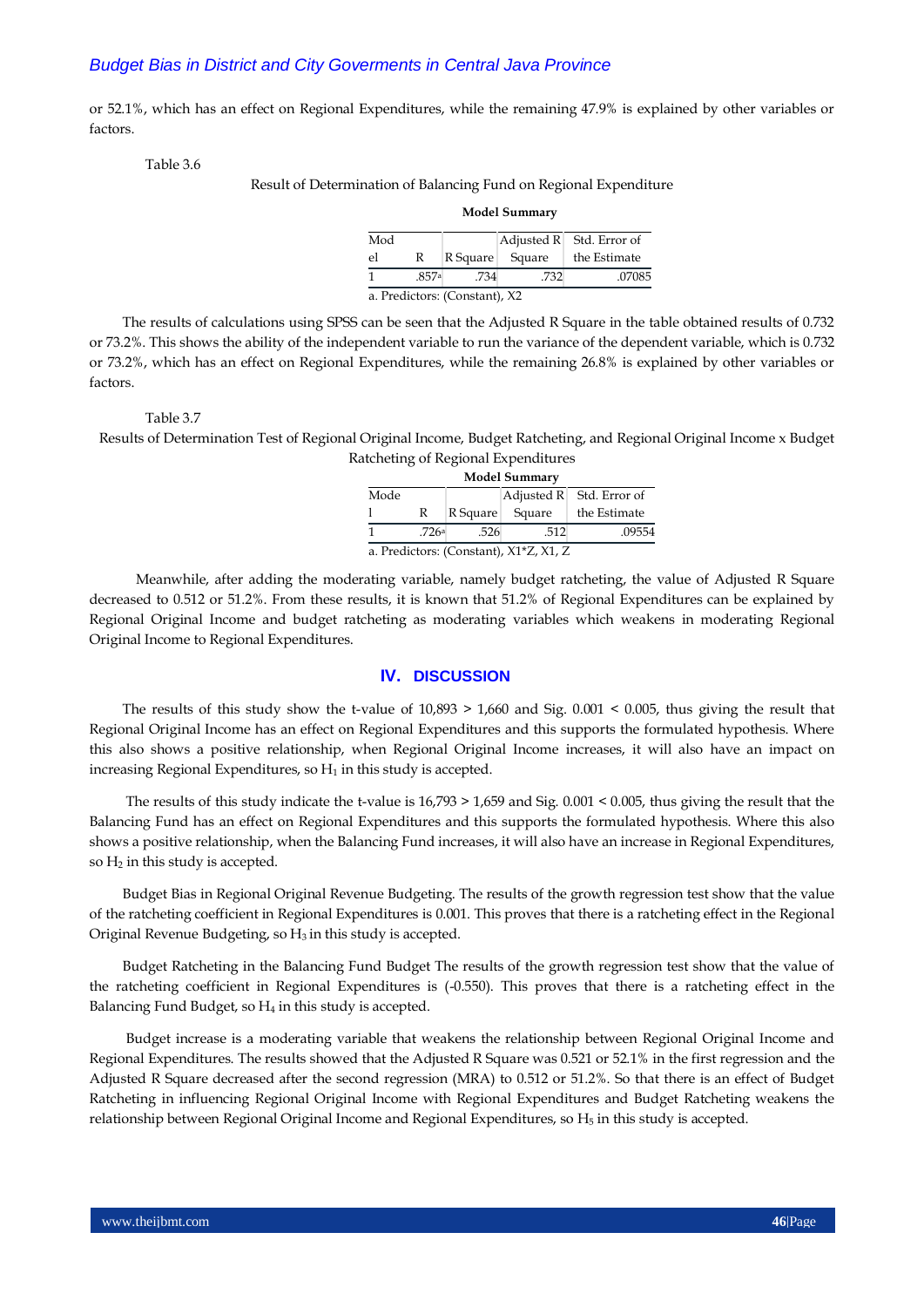or 52.1%, which has an effect on Regional Expenditures, while the remaining 47.9% is explained by other variables or factors.

Table 3.6

Result of Determination of Balancing Fund on Regional Expenditure

**Model Summary**

| Model | R | R Square | Adjusted R Square | Std. Error of the Estimate |
|---|---|---|---|---|
| 1 | .857[a] | .734 | .732 | .07085 |

a. Predictors: (Constant), X2

The results of calculations using SPSS can be seen that the Adjusted R Square in the table obtained results of 0.732 or 73.2%. This shows the ability of the independent variable to run the variance of the dependent variable, which is 0.732 or 73.2%, which has an effect on Regional Expenditures, while the remaining 26.8% is explained by other variables or factors.

Table 3.7

Results of Determination Test of Regional Original Income, Budget Ratcheting, and Regional Original Income x Budget Ratcheting of Regional Expenditures

**Model Summary**

| Model | R | R Square | Adjusted R Square | Std. Error of the Estimate |
|---|---|---|---|---|
| 1 | .726[a] | .526 | .512 | .09554 |

a. Predictors: (Constant), X1*Z, X1, Z

Meanwhile, after adding the moderating variable, namely budget ratcheting, the value of Adjusted R Square decreased to 0.512 or 51.2%. From these results, it is known that 51.2% of Regional Expenditures can be explained by Regional Original Income and budget ratcheting as moderating variables which weakens in moderating Regional Original Income to Regional Expenditures.

## IV. DISCUSSION

The results of this study show the t-value of 10,893 > 1,660 and Sig. 0.001 < 0.005, thus giving the result that Regional Original Income has an effect on Regional Expenditures and this supports the formulated hypothesis. Where this also shows a positive relationship, when Regional Original Income increases, it will also have an impact on increasing Regional Expenditures, so $H_1$ in this study is accepted.

The results of this study indicate the t-value is 16,793 > 1,659 and Sig. 0.001 < 0.005, thus giving the result that the Balancing Fund has an effect on Regional Expenditures and this supports the formulated hypothesis. Where this also shows a positive relationship, when the Balancing Fund increases, it will also have an increase in Regional Expenditures, so $H_2$ in this study is accepted.

Budget Bias in Regional Original Revenue Budgeting. The results of the growth regression test show that the value of the ratcheting coefficient in Regional Expenditures is 0.001. This proves that there is a ratcheting effect in the Regional Original Revenue Budgeting, so $H_3$ in this study is accepted.

Budget Ratcheting in the Balancing Fund Budget The results of the growth regression test show that the value of the ratcheting coefficient in Regional Expenditures is (-0.550). This proves that there is a ratcheting effect in the Balancing Fund Budget, so $H_4$ in this study is accepted.

Budget increase is a moderating variable that weakens the relationship between Regional Original Income and Regional Expenditures. The results showed that the Adjusted R Square was 0.521 or 52.1% in the first regression and the Adjusted R Square decreased after the second regression (MRA) to 0.512 or 51.2%. So that there is an effect of Budget Ratcheting in influencing Regional Original Income with Regional Expenditures and Budget Ratcheting weakens the relationship between Regional Original Income and Regional Expenditures, so $H_5$ in this study is accepted.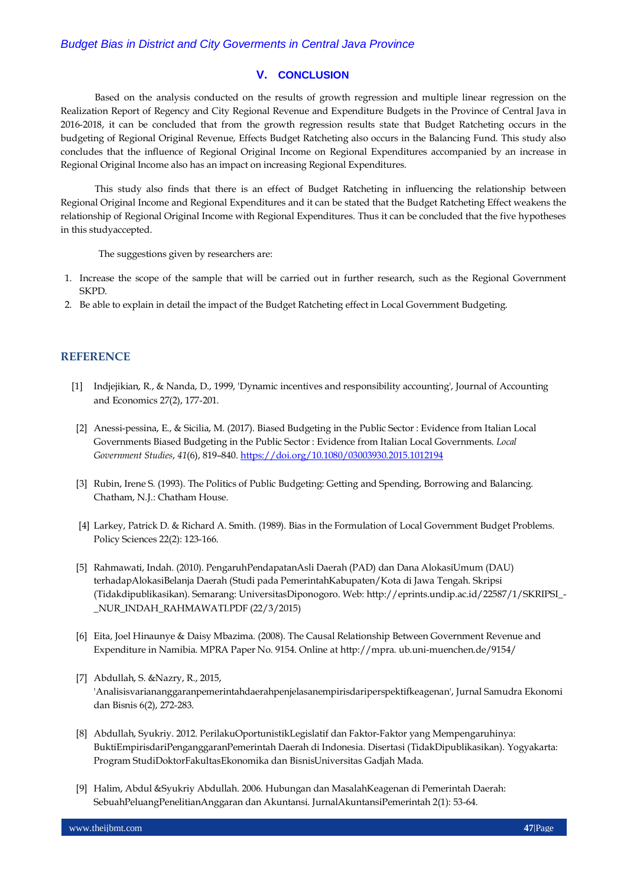## V. CONCLUSION

Based on the analysis conducted on the results of growth regression and multiple linear regression on the Realization Report of Regency and City Regional Revenue and Expenditure Budgets in the Province of Central Java in 2016-2018, it can be concluded that from the growth regression results state that Budget Ratcheting occurs in the budgeting of Regional Original Revenue, Effects Budget Ratcheting also occurs in the Balancing Fund. This study also concludes that the influence of Regional Original Income on Regional Expenditures accompanied by an increase in Regional Original Income also has an impact on increasing Regional Expenditures.

This study also finds that there is an effect of Budget Ratcheting in influencing the relationship between Regional Original Income and Regional Expenditures and it can be stated that the Budget Ratcheting Effect weakens the relationship of Regional Original Income with Regional Expenditures. Thus it can be concluded that the five hypotheses in this studyaccepted.

The suggestions given by researchers are:

1. Increase the scope of the sample that will be carried out in further research, such as the Regional Government SKPD.
2. Be able to explain in detail the impact of the Budget Ratcheting effect in Local Government Budgeting.

## REFERENCE

[1] Indjejikian, R., & Nanda, D., 1999, 'Dynamic incentives and responsibility accounting', Journal of Accounting and Economics 27(2), 177-201.

[2] Anessi-pessina, E., & Sicilia, M. (2017). Biased Budgeting in the Public Sector : Evidence from Italian Local Governments Biased Budgeting in the Public Sector : Evidence from Italian Local Governments. *Local Government Studies*, *41*(6), 819–840. https://doi.org/10.1080/03003930.2015.1012194

[3] Rubin, Irene S. (1993). The Politics of Public Budgeting: Getting and Spending, Borrowing and Balancing. Chatham, N.J.: Chatham House.

[4] Larkey, Patrick D. & Richard A. Smith. (1989). Bias in the Formulation of Local Government Budget Problems. Policy Sciences 22(2): 123-166.

[5] Rahmawati, Indah. (2010). PengaruhPendapatanAsli Daerah (PAD) dan Dana AlokasiUmum (DAU) terhadapAlokasiBelanja Daerah (Studi pada PemerintahKabupaten/Kota di Jawa Tengah. Skripsi (Tidakdipublikasikan). Semarang: UniversitasDiponogoro. Web: http://eprints.undip.ac.id/22587/1/SKRIPSI_-_NUR_INDAH_RAHMAWATI.PDF (22/3/2015)

[6] Eita, Joel Hinaunye & Daisy Mbazima. (2008). The Causal Relationship Between Government Revenue and Expenditure in Namibia. MPRA Paper No. 9154. Online at http://mpra. ub.uni-muenchen.de/9154/

[7] Abdullah, S. &Nazry, R., 2015, 'Analisisvariananggaranpemerintahdaerahpenjelasanempirisdariperspektifkeagenan', Jurnal Samudra Ekonomi dan Bisnis 6(2), 272-283.

[8] Abdullah, Syukriy. 2012. PerilakuOportunistikLegislatif dan Faktor-Faktor yang Mempengaruhinya: BuktiEmpirisdariPenganggaranPemerintah Daerah di Indonesia. Disertasi (TidakDipublikasikan). Yogyakarta: Program StudiDoktorFakultasEkonomika dan BisnisUniversitas Gadjah Mada.

[9] Halim, Abdul &Syukriy Abdullah. 2006. Hubungan dan MasalahKeagenan di Pemerintah Daerah: SebuahPeluangPenelitianAnggaran dan Akuntansi. JurnalAkuntansiPemerintah 2(1): 53-64.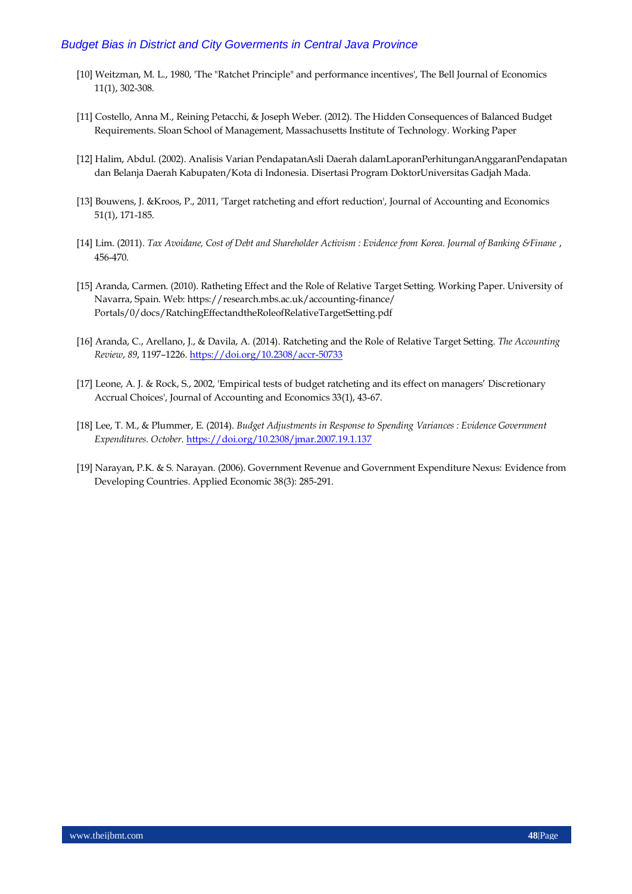[10] Weitzman, M. L., 1980, 'The "Ratchet Principle" and performance incentives', The Bell Journal of Economics 11(1), 302-308.

[11] Costello, Anna M., Reining Petacchi, & Joseph Weber. (2012). The Hidden Consequences of Balanced Budget Requirements. Sloan School of Management, Massachusetts Institute of Technology. Working Paper

[12] Halim, Abdul. (2002). Analisis Varian PendapatanAsli Daerah dalamLaporanPerhitunganAnggaranPendapatan dan Belanja Daerah Kabupaten/Kota di Indonesia. Disertasi Program DoktorUniversitas Gadjah Mada.

[13] Bouwens, J. &Kroos, P., 2011, 'Target ratcheting and effort reduction', Journal of Accounting and Economics 51(1), 171-185.

[14] Lim. (2011). *Tax Avoidane, Cost of Debt and Shareholder Activism : Evidence from Korea. Journal of Banking &Finane* , 456-470.

[15] Aranda, Carmen. (2010). Ratheting Effect and the Role of Relative Target Setting. Working Paper. University of Navarra, Spain. Web: https://research.mbs.ac.uk/accounting-finance/ Portals/0/docs/RatchingEffectandtheRoleofRelativeTargetSetting.pdf

[16] Aranda, C., Arellano, J., & Davila, A. (2014). Ratcheting and the Role of Relative Target Setting. *The Accounting Review*, *89*, 1197–1226. https://doi.org/10.2308/accr-50733

[17] Leone, A. J. & Rock, S., 2002, 'Empirical tests of budget ratcheting and its effect on managers' Discretionary Accrual Choices', Journal of Accounting and Economics 33(1), 43-67.

[18] Lee, T. M., & Plummer, E. (2014). *Budget Adjustments in Response to Spending Variances : Evidence Government Expenditures. October.* https://doi.org/10.2308/jmar.2007.19.1.137

[19] Narayan, P.K. & S. Narayan. (2006). Government Revenue and Government Expenditure Nexus: Evidence from Developing Countries. Applied Economic 38(3): 285-291.